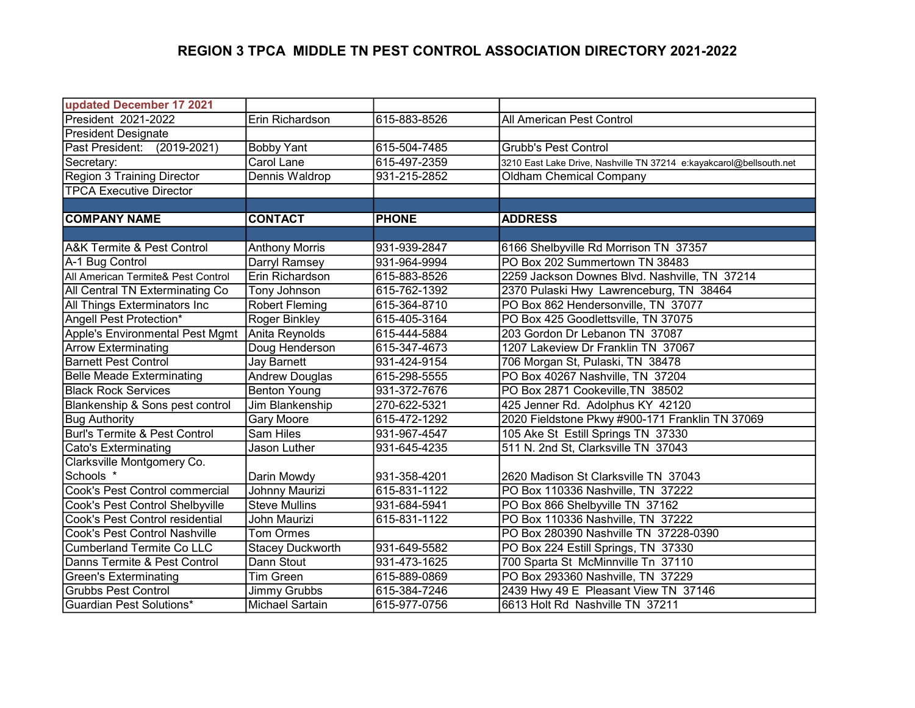# REGION 3 TPCA MIDDLE TN PEST CONTROL ASSOCIATION DIRECTORY 2021-2022

| updated December 17 2021 | | | |
|---|---|---|---|
| President 2021-2022 | Erin Richardson | 615-883-8526 | All American Pest Control |
| President Designate | | | |
| Past President: (2019-2021) | Bobby Yant | 615-504-7485 | Grubb's Pest Control |
| Secretary: | Carol Lane | 615-497-2359 | 3210 East Lake Drive, Nashville TN 37214 e:kayakcarol@bellsouth.net |
| Region 3 Training Director | Dennis Waldrop | 931-215-2852 | Oldham Chemical Company |
| TPCA Executive Director | | | |
| | | | |
| **COMPANY NAME** | **CONTACT** | **PHONE** | **ADDRESS** |
| | | | |
| A&K Termite & Pest Control | Anthony Morris | 931-939-2847 | 6166 Shelbyville Rd Morrison TN 37357 |
| A-1 Bug Control | Darryl Ramsey | 931-964-9994 | PO Box 202 Summertown TN 38483 |
| All American Termite& Pest Control | Erin Richardson | 615-883-8526 | 2259 Jackson Downes Blvd. Nashville, TN 37214 |
| All Central TN Exterminating Co | Tony Johnson | 615-762-1392 | 2370 Pulaski Hwy Lawrenceburg, TN 38464 |
| All Things Exterminators Inc | Robert Fleming | 615-364-8710 | PO Box 862 Hendersonville, TN 37077 |
| Angell Pest Protection* | Roger Binkley | 615-405-3164 | PO Box 425 Goodlettsville, TN 37075 |
| Apple's Environmental Pest Mgmt | Anita Reynolds | 615-444-5884 | 203 Gordon Dr Lebanon TN 37087 |
| Arrow Exterminating | Doug Henderson | 615-347-4673 | 1207 Lakeview Dr Franklin TN 37067 |
| Barnett Pest Control | Jay Barnett | 931-424-9154 | 706 Morgan St, Pulaski, TN 38478 |
| Belle Meade Exterminating | Andrew Douglas | 615-298-5555 | PO Box 40267 Nashville, TN 37204 |
| Black Rock Services | Benton Young | 931-372-7676 | PO Box 2871 Cookeville,TN 38502 |
| Blankenship & Sons pest control | Jim Blankenship | 270-622-5321 | 425 Jenner Rd. Adolphus KY 42120 |
| Bug Authority | Gary Moore | 615-472-1292 | 2020 Fieldstone Pkwy #900-171 Franklin TN 37069 |
| Burl's Termite & Pest Control | Sam Hiles | 931-967-4547 | 105 Ake St Estill Springs TN 37330 |
| Cato's Exterminating | Jason Luther | 931-645-4235 | 511 N. 2nd St, Clarksville TN 37043 |
| Clarksville Montgomery Co. Schools * | Darin Mowdy | 931-358-4201 | 2620 Madison St Clarksville TN 37043 |
| Cook's Pest Control commercial | Johnny Maurizi | 615-831-1122 | PO Box 110336 Nashville, TN 37222 |
| Cook's Pest Control Shelbyville | Steve Mullins | 931-684-5941 | PO Box 866 Shelbyville TN 37162 |
| Cook's Pest Control residential | John Maurizi | 615-831-1122 | PO Box 110336 Nashville, TN 37222 |
| Cook's Pest Control Nashville | Tom Ormes | | PO Box 280390 Nashville TN 37228-0390 |
| Cumberland Termite Co LLC | Stacey Duckworth | 931-649-5582 | PO Box 224 Estill Springs, TN 37330 |
| Danns Termite & Pest Control | Dann Stout | 931-473-1625 | 700 Sparta St McMinnville Tn 37110 |
| Green's Exterminating | Tim Green | 615-889-0869 | PO Box 293360 Nashville, TN 37229 |
| Grubbs Pest Control | Jimmy Grubbs | 615-384-7246 | 2439 Hwy 49 E Pleasant View TN 37146 |
| Guardian Pest Solutions* | Michael Sartain | 615-977-0756 | 6613 Holt Rd Nashville TN 37211 |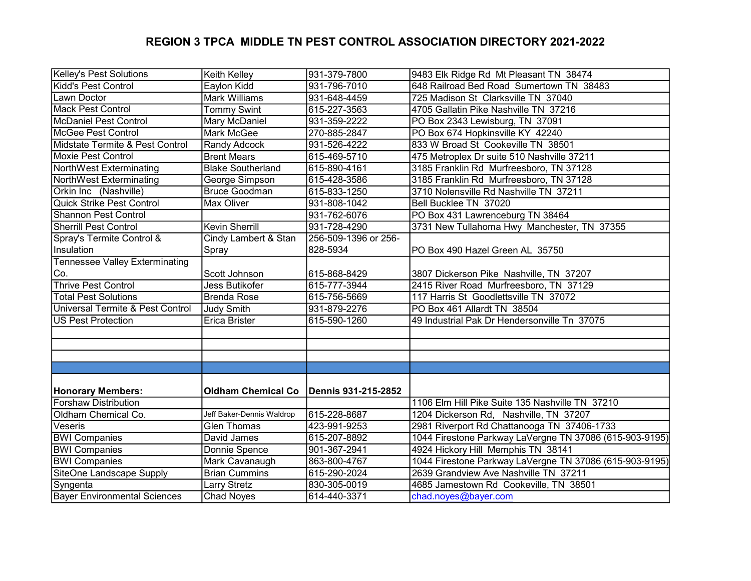# REGION 3 TPCA MIDDLE TN PEST CONTROL ASSOCIATION DIRECTORY 2021-2022

| | | | |
|---|---|---|---|
| Kelley's Pest Solutions | Keith Kelley | 931-379-7800 | 9483 Elk Ridge Rd Mt Pleasant TN 38474 |
| Kidd's Pest Control | Eaylon Kidd | 931-796-7010 | 648 Railroad Bed Road Sumertown TN 38483 |
| Lawn Doctor | Mark Williams | 931-648-4459 | 725 Madison St Clarksville TN 37040 |
| Mack Pest Control | Tommy Swint | 615-227-3563 | 4705 Gallatin Pike Nashville TN 37216 |
| McDaniel Pest Control | Mary McDaniel | 931-359-2222 | PO Box 2343 Lewisburg, TN 37091 |
| McGee Pest Control | Mark McGee | 270-885-2847 | PO Box 674 Hopkinsville KY 42240 |
| Midstate Termite & Pest Control | Randy Adcock | 931-526-4222 | 833 W Broad St Cookeville TN 38501 |
| Moxie Pest Control | Brent Mears | 615-469-5710 | 475 Metroplex Dr suite 510 Nashville 37211 |
| NorthWest Exterminating | Blake Southerland | 615-890-4161 | 3185 Franklin Rd Murfreesboro, TN 37128 |
| NorthWest Exterminating | George Simpson | 615-428-3586 | 3185 Franklin Rd Murfreesboro, TN 37128 |
| Orkin Inc (Nashville) | Bruce Goodman | 615-833-1250 | 3710 Nolensville Rd Nashville TN 37211 |
| Quick Strike Pest Control | Max Oliver | 931-808-1042 | Bell Bucklee TN 37020 |
| Shannon Pest Control | | 931-762-6076 | PO Box 431 Lawrenceburg TN 38464 |
| Sherrill Pest Control | Kevin Sherrill | 931-728-4290 | 3731 New Tullahoma Hwy Manchester, TN 37355 |
| Spray's Termite Control & Insulation | Cindy Lambert & Stan Spray | 256-509-1396 or 256-828-5934 | PO Box 490 Hazel Green AL 35750 |
| Tennessee Valley Exterminating Co. | Scott Johnson | 615-868-8429 | 3807 Dickerson Pike Nashville, TN 37207 |
| Thrive Pest Control | Jess Butikofer | 615-777-3944 | 2415 River Road Murfreesboro, TN 37129 |
| Total Pest Solutions | Brenda Rose | 615-756-5669 | 117 Harris St Goodlettsville TN 37072 |
| Universal Termite & Pest Control | Judy Smith | 931-879-2276 | PO Box 461 Allardt TN 38504 |
| US Pest Protection | Erica Brister | 615-590-1260 | 49 Industrial Pak Dr Hendersonville Tn 37075 |
| | | | |
| | | | |
| | | | |
| | | | |
| **Honorary Members:** | **Oldham Chemical Co** | **Dennis 931-215-2852** | |
| Forshaw Distribution | | | 1106 Elm Hill Pike Suite 135 Nashville TN 37210 |
| Oldham Chemical Co. | Jeff Baker-Dennis Waldrop | 615-228-8687 | 1204 Dickerson Rd, Nashville, TN 37207 |
| Veseris | Glen Thomas | 423-991-9253 | 2981 Riverport Rd Chattanooga TN 37406-1733 |
| BWI Companies | David James | 615-207-8892 | 1044 Firestone Parkway LaVergne TN 37086 (615-903-9195) |
| BWI Companies | Donnie Spence | 901-367-2941 | 4924 Hickory Hill Memphis TN 38141 |
| BWI Companies | Mark Cavanaugh | 863-800-4767 | 1044 Firestone Parkway LaVergne TN 37086 (615-903-9195) |
| SiteOne Landscape Supply | Brian Cummins | 615-290-2024 | 2639 Grandview Ave Nashville TN 37211 |
| Syngenta | Larry Stretz | 830-305-0019 | 4685 Jamestown Rd Cookeville, TN 38501 |
| Bayer Environmental Sciences | Chad Noyes | 614-440-3371 | chad.noyes@bayer.com |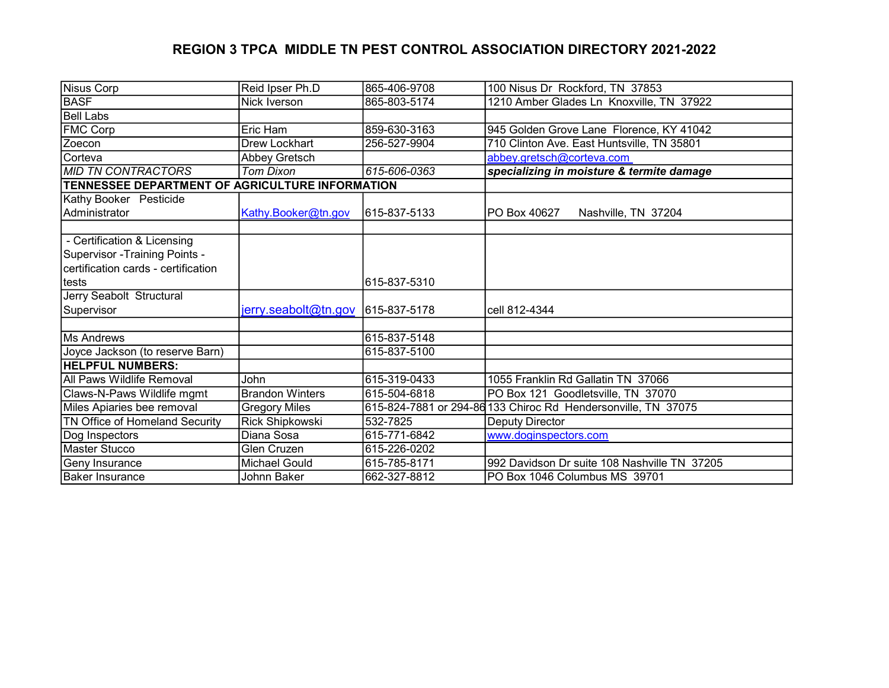# REGION 3 TPCA MIDDLE TN PEST CONTROL ASSOCIATION DIRECTORY 2021-2022

| | | | |
|---|---|---|---|
| Nisus Corp | Reid Ipser Ph.D | 865-406-9708 | 100 Nisus Dr Rockford, TN 37853 |
| BASF | Nick Iverson | 865-803-5174 | 1210 Amber Glades Ln Knoxville, TN 37922 |
| Bell Labs | | | |
| FMC Corp | Eric Ham | 859-630-3163 | 945 Golden Grove Lane Florence, KY 41042 |
| Zoecon | Drew Lockhart | 256-527-9904 | 710 Clinton Ave. East Huntsville, TN 35801 |
| Corteva | Abbey Gretsch | | abbey.gretsch@corteva.com |
| *MID TN CONTRACTORS* | *Tom Dixon* | *615-606-0363* | ***specializing in moisture & termite damage*** |
| **TENNESSEE DEPARTMENT OF AGRICULTURE INFORMATION** | | | |
| Kathy Booker Pesticide Administrator | Kathy.Booker@tn.gov | 615-837-5133 | PO Box 40627 Nashville, TN 37204 |
| | | | |
| - Certification & Licensing Supervisor -Training Points - certification cards - certification tests | | 615-837-5310 | |
| Jerry Seabolt Structural Supervisor | jerry.seabolt@tn.gov | 615-837-5178 | cell 812-4344 |
| | | | |
| Ms Andrews | | 615-837-5148 | |
| Joyce Jackson (to reserve Barn) | | 615-837-5100 | |
| **HELPFUL NUMBERS:** | | | |
| All Paws Wildlife Removal | John | 615-319-0433 | 1055 Franklin Rd Gallatin TN 37066 |
| Claws-N-Paws Wildlife mgmt | Brandon Winters | 615-504-6818 | PO Box 121 Goodletsville, TN 37070 |
| Miles Apiaries bee removal | Gregory Miles | 615-824-7881 or 294-86 | 133 Chiroc Rd Hendersonville, TN 37075 |
| TN Office of Homeland Security | Rick Shipkowski | 532-7825 | Deputy Director |
| Dog Inspectors | Diana Sosa | 615-771-6842 | www.doginspectors.com |
| Master Stucco | Glen Cruzen | 615-226-0202 | |
| Geny Insurance | Michael Gould | 615-785-8171 | 992 Davidson Dr suite 108 Nashville TN 37205 |
| Baker Insurance | Johnn Baker | 662-327-8812 | PO Box 1046 Columbus MS 39701 |